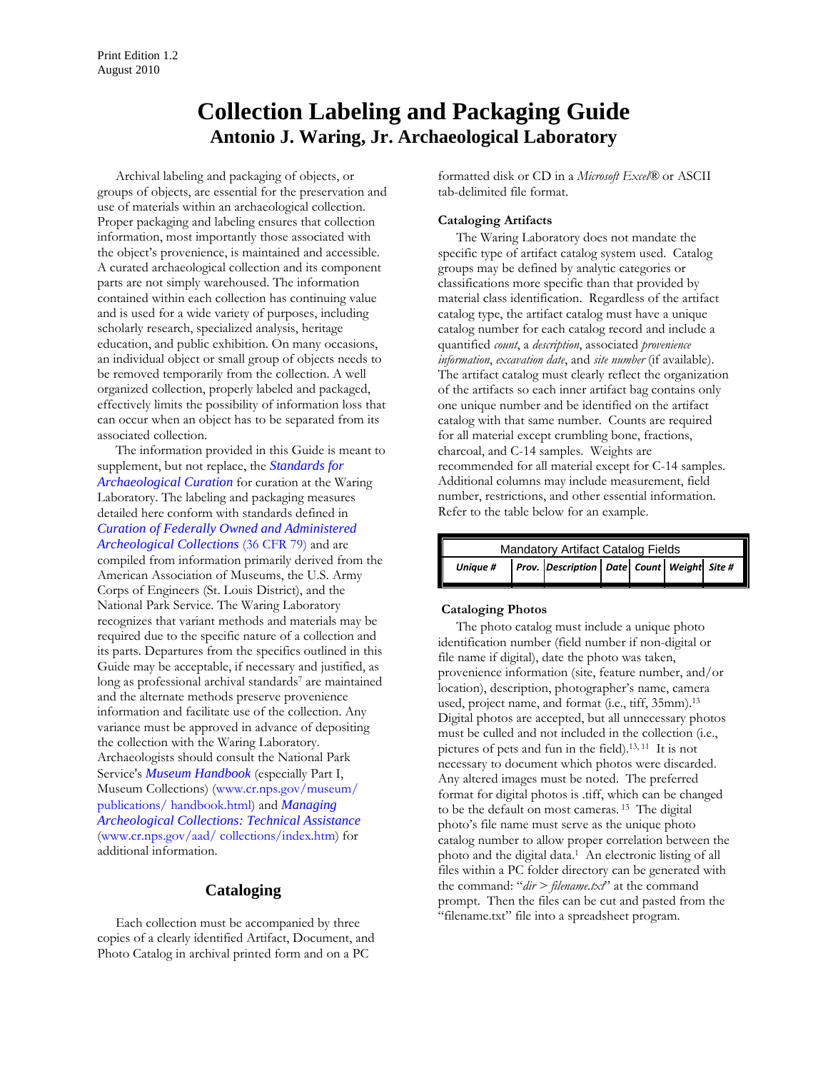Print Edition 1.2
August 2010

# Collection Labeling and Packaging Guide

## Antonio J. Waring, Jr. Archaeological Laboratory

Archival labeling and packaging of objects, or groups of objects, are essential for the preservation and use of materials within an archaeological collection. Proper packaging and labeling ensures that collection information, most importantly those associated with the object's provenience, is maintained and accessible. A curated archaeological collection and its component parts are not simply warehoused. The information contained within each collection has continuing value and is used for a wide variety of purposes, including scholarly research, specialized analysis, heritage education, and public exhibition. On many occasions, an individual object or small group of objects needs to be removed temporarily from the collection. A well organized collection, properly labeled and packaged, effectively limits the possibility of information loss that can occur when an object has to be separated from its associated collection.

The information provided in this Guide is meant to supplement, but not replace, the ***Standards for Archaeological Curation*** for curation at the Waring Laboratory. The labeling and packaging measures detailed here conform with standards defined in ***Curation of Federally Owned and Administered Archeological Collections*** (36 CFR 79) and are compiled from information primarily derived from the American Association of Museums, the U.S. Army Corps of Engineers (St. Louis District), and the National Park Service. The Waring Laboratory recognizes that variant methods and materials may be required due to the specific nature of a collection and its parts. Departures from the specifics outlined in this Guide may be acceptable, if necessary and justified, as long as professional archival standards[7] are maintained and the alternate methods preserve provenience information and facilitate use of the collection. Any variance must be approved in advance of depositing the collection with the Waring Laboratory. Archaeologists should consult the National Park Service's ***Museum Handbook*** (especially Part I, Museum Collections) (www.cr.nps.gov/museum/ publications/ handbook.html) and ***Managing Archeological Collections: Technical Assistance*** (www.cr.nps.gov/aad/ collections/index.htm) for additional information.

## Cataloging

Each collection must be accompanied by three copies of a clearly identified Artifact, Document, and Photo Catalog in archival printed form and on a PC formatted disk or CD in a *Microsoft Excel*® or ASCII tab-delimited file format.

### Cataloging Artifacts

The Waring Laboratory does not mandate the specific type of artifact catalog system used. Catalog groups may be defined by analytic categories or classifications more specific than that provided by material class identification. Regardless of the artifact catalog type, the artifact catalog must have a unique catalog number for each catalog record and include a quantified *count*, a *description*, associated *provenience information*, *excavation date*, and *site number* (if available). The artifact catalog must clearly reflect the organization of the artifacts so each inner artifact bag contains only one unique number and be identified on the artifact catalog with that same number. Counts are required for all material except crumbling bone, fractions, charcoal, and C-14 samples. Weights are recommended for all material except for C-14 samples. Additional columns may include measurement, field number, restrictions, and other essential information. Refer to the table below for an example.

| Mandatory Artifact Catalog Fields | | | | | | |
|---|---|---|---|---|---|---|
| ***Unique #*** | ***Prov.*** | ***Description*** | ***Date*** | ***Count*** | ***Weight*** | ***Site #*** |

### Cataloging Photos

The photo catalog must include a unique photo identification number (field number if non-digital or file name if digital), date the photo was taken, provenience information (site, feature number, and/or location), description, photographer's name, camera used, project name, and format (i.e., tiff, 35mm).[13] Digital photos are accepted, but all unnecessary photos must be culled and not included in the collection (i.e., pictures of pets and fun in the field).[13, 11] It is not necessary to document which photos were discarded. Any altered images must be noted. The preferred format for digital photos is .tiff, which can be changed to be the default on most cameras.[13] The digital photo's file name must serve as the unique photo catalog number to allow proper correlation between the photo and the digital data.[1] An electronic listing of all files within a PC folder directory can be generated with the command: "*dir > filename.txt*" at the command prompt. Then the files can be cut and pasted from the "filename.txt" file into a spreadsheet program.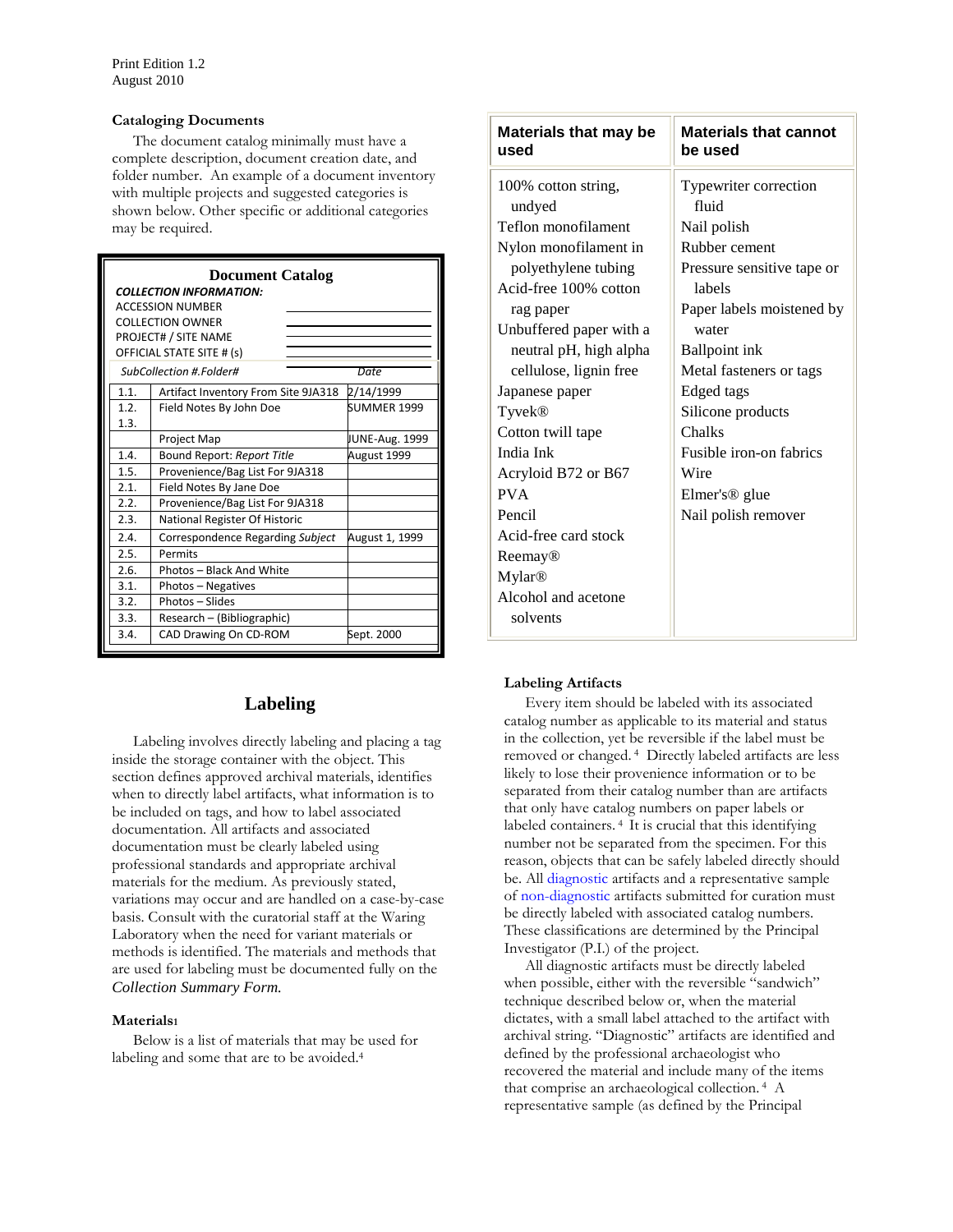Print Edition 1.2
August 2010

### Cataloging Documents

The document catalog minimally must have a complete description, document creation date, and folder number. An example of a document inventory with multiple projects and suggested categories is shown below. Other specific or additional categories may be required.

**Document Catalog**

***COLLECTION INFORMATION:***

ACCESSION NUMBER ____________________
COLLECTION OWNER ____________________
PROJECT# / SITE NAME ____________________
OFFICIAL STATE SITE # (s) ____________________

| *SubCollection #.Folder#* | | *Date* |
|---|---|---|
| 1.1. | Artifact Inventory From Site 9JA318 | 2/14/1999 |
| 1.2. | Field Notes By John Doe | SUMMER 1999 |
| 1.3. | | |
| | Project Map | JUNE-Aug. 1999 |
| 1.4. | Bound Report: *Report Title* | August 1999 |
| 1.5. | Provenience/Bag List For 9JA318 | |
| 2.1. | Field Notes By Jane Doe | |
| 2.2. | Provenience/Bag List For 9JA318 | |
| 2.3. | National Register Of Historic | |
| 2.4. | Correspondence Regarding *Subject* | August 1, 1999 |
| 2.5. | Permits | |
| 2.6. | Photos – Black And White | |
| 3.1. | Photos – Negatives | |
| 3.2. | Photos – Slides | |
| 3.3. | Research – (Bibliographic) | |
| 3.4. | CAD Drawing On CD-ROM | Sept. 2000 |

## Labeling

Labeling involves directly labeling and placing a tag inside the storage container with the object. This section defines approved archival materials, identifies when to directly label artifacts, what information is to be included on tags, and how to label associated documentation. All artifacts and associated documentation must be clearly labeled using professional standards and appropriate archival materials for the medium. As previously stated, variations may occur and are handled on a case-by-case basis. Consult with the curatorial staff at the Waring Laboratory when the need for variant materials or methods is identified. The materials and methods that are used for labeling must be documented fully on the *Collection Summary Form.*

### Materials[1]

Below is a list of materials that may be used for labeling and some that are to be avoided.[4]

| Materials that may be used | Materials that cannot be used |
|---|---|
| 100% cotton string, undyed | Typewriter correction fluid |
| Teflon monofilament | Nail polish |
| Nylon monofilament in polyethylene tubing | Rubber cement |
| Acid-free 100% cotton rag paper | Pressure sensitive tape or labels |
| Unbuffered paper with a neutral pH, high alpha cellulose, lignin free | Paper labels moistened by water |
| Japanese paper | Ballpoint ink |
| Tyvek® | Metal fasteners or tags |
| Cotton twill tape | Edged tags |
| India Ink | Silicone products |
| Acryloid B72 or B67 | Chalks |
| PVA | Fusible iron-on fabrics |
| Pencil | Wire |
| Acid-free card stock | Elmer's® glue |
| Reemay® | Nail polish remover |
| Mylar® | |
| Alcohol and acetone solvents | |

### Labeling Artifacts

Every item should be labeled with its associated catalog number as applicable to its material and status in the collection, yet be reversible if the label must be removed or changed.[4] Directly labeled artifacts are less likely to lose their provenience information or to be separated from their catalog number than are artifacts that only have catalog numbers on paper labels or labeled containers.[4] It is crucial that this identifying number not be separated from the specimen. For this reason, objects that can be safely labeled directly should be. All diagnostic artifacts and a representative sample of non-diagnostic artifacts submitted for curation must be directly labeled with associated catalog numbers. These classifications are determined by the Principal Investigator (P.I.) of the project.

All diagnostic artifacts must be directly labeled when possible, either with the reversible "sandwich" technique described below or, when the material dictates, with a small label attached to the artifact with archival string. "Diagnostic" artifacts are identified and defined by the professional archaeologist who recovered the material and include many of the items that comprise an archaeological collection.[4] A representative sample (as defined by the Principal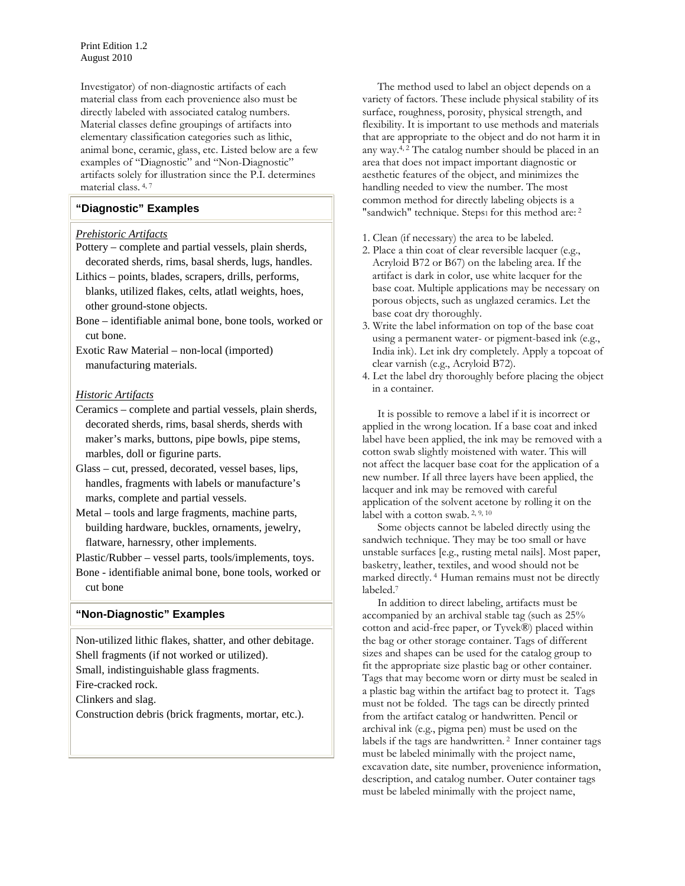Investigator) of non-diagnostic artifacts of each material class from each provenience also must be directly labeled with associated catalog numbers. Material classes define groupings of artifacts into elementary classification categories such as lithic, animal bone, ceramic, glass, etc. Listed below are a few examples of "Diagnostic" and "Non-Diagnostic" artifacts solely for illustration since the P.I. determines material class. [4, 7]

### "Diagnostic" Examples

*Prehistoric Artifacts*

Pottery – complete and partial vessels, plain sherds, decorated sherds, rims, basal sherds, lugs, handles.

Lithics – points, blades, scrapers, drills, performs, blanks, utilized flakes, celts, atlatl weights, hoes, other ground-stone objects.

Bone – identifiable animal bone, bone tools, worked or cut bone.

Exotic Raw Material – non-local (imported) manufacturing materials.

*Historic Artifacts*

Ceramics – complete and partial vessels, plain sherds, decorated sherds, rims, basal sherds, sherds with maker's marks, buttons, pipe bowls, pipe stems, marbles, doll or figurine parts.

Glass – cut, pressed, decorated, vessel bases, lips, handles, fragments with labels or manufacture's marks, complete and partial vessels.

Metal – tools and large fragments, machine parts, building hardware, buckles, ornaments, jewelry, flatware, harnessry, other implements.

Plastic/Rubber – vessel parts, tools/implements, toys.

Bone - identifiable animal bone, bone tools, worked or cut bone

### "Non-Diagnostic" Examples

Non-utilized lithic flakes, shatter, and other debitage.

Shell fragments (if not worked or utilized).

Small, indistinguishable glass fragments.

Fire-cracked rock.

Clinkers and slag.

Construction debris (brick fragments, mortar, etc.).

The method used to label an object depends on a variety of factors. These include physical stability of its surface, roughness, porosity, physical strength, and flexibility. It is important to use methods and materials that are appropriate to the object and do not harm it in any way.[4, 2] The catalog number should be placed in an area that does not impact important diagnostic or aesthetic features of the object, and minimizes the handling needed to view the number. The most common method for directly labeling objects is a "sandwich" technique. Steps[1] for this method are: [2]

1. Clean (if necessary) the area to be labeled.
2. Place a thin coat of clear reversible lacquer (e.g., Acryloid B72 or B67) on the labeling area. If the artifact is dark in color, use white lacquer for the base coat. Multiple applications may be necessary on porous objects, such as unglazed ceramics. Let the base coat dry thoroughly.
3. Write the label information on top of the base coat using a permanent water- or pigment-based ink (e.g., India ink). Let ink dry completely. Apply a topcoat of clear varnish (e.g., Acryloid B72).
4. Let the label dry thoroughly before placing the object in a container.

It is possible to remove a label if it is incorrect or applied in the wrong location. If a base coat and inked label have been applied, the ink may be removed with a cotton swab slightly moistened with water. This will not affect the lacquer base coat for the application of a new number. If all three layers have been applied, the lacquer and ink may be removed with careful application of the solvent acetone by rolling it on the label with a cotton swab. [2, 9, 10]

Some objects cannot be labeled directly using the sandwich technique. They may be too small or have unstable surfaces [e.g., rusting metal nails]. Most paper, basketry, leather, textiles, and wood should not be marked directly. [4] Human remains must not be directly labeled.[7]

In addition to direct labeling, artifacts must be accompanied by an archival stable tag (such as 25% cotton and acid-free paper, or Tyvek®) placed within the bag or other storage container. Tags of different sizes and shapes can be used for the catalog group to fit the appropriate size plastic bag or other container. Tags that may become worn or dirty must be sealed in a plastic bag within the artifact bag to protect it. Tags must not be folded. The tags can be directly printed from the artifact catalog or handwritten. Pencil or archival ink (e.g., pigma pen) must be used on the labels if the tags are handwritten. [2] Inner container tags must be labeled minimally with the project name, excavation date, site number, provenience information, description, and catalog number. Outer container tags must be labeled minimally with the project name,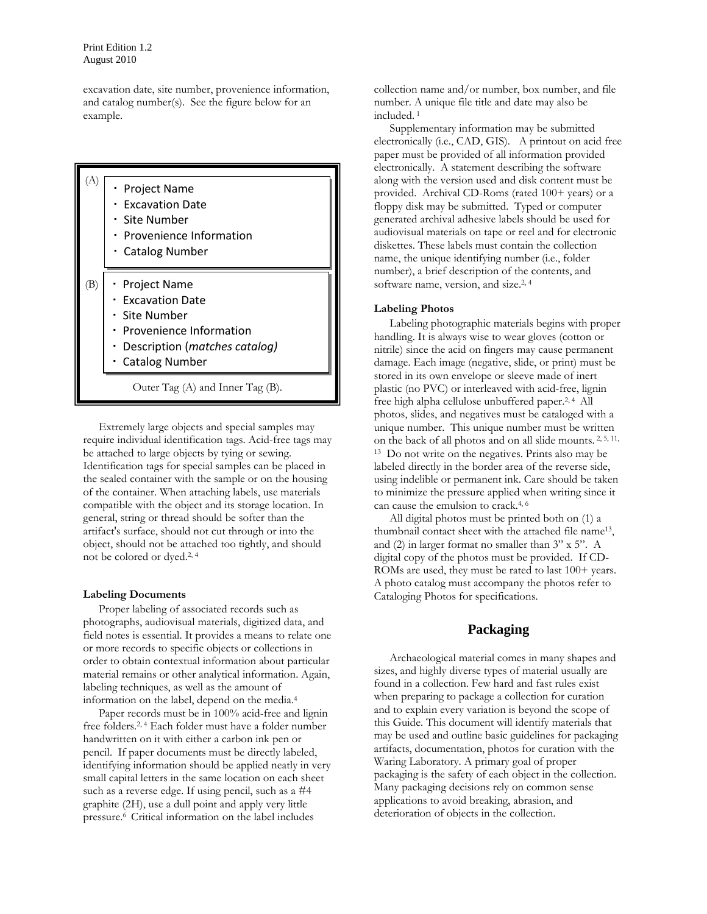excavation date, site number, provenience information, and catalog number(s). See the figure below for an example.

(A)
- Project Name
- Excavation Date
- Site Number
- Provenience Information
- Catalog Number

(B)
- Project Name
- Excavation Date
- Site Number
- Provenience Information
- Description (*matches catalog)*
- Catalog Number

Outer Tag (A) and Inner Tag (B).

Extremely large objects and special samples may require individual identification tags. Acid-free tags may be attached to large objects by tying or sewing. Identification tags for special samples can be placed in the sealed container with the sample or on the housing of the container. When attaching labels, use materials compatible with the object and its storage location. In general, string or thread should be softer than the artifact's surface, should not cut through or into the object, should not be attached too tightly, and should not be colored or dyed.[2, 4]

**Labeling Documents**

Proper labeling of associated records such as photographs, audiovisual materials, digitized data, and field notes is essential. It provides a means to relate one or more records to specific objects or collections in order to obtain contextual information about particular material remains or other analytical information. Again, labeling techniques, as well as the amount of information on the label, depend on the media.[4]

Paper records must be in 100% acid-free and lignin free folders.[2, 4] Each folder must have a folder number handwritten on it with either a carbon ink pen or pencil. If paper documents must be directly labeled, identifying information should be applied neatly in very small capital letters in the same location on each sheet such as a reverse edge. If using pencil, such as a #4 graphite (2H), use a dull point and apply very little pressure.[6] Critical information on the label includes collection name and/or number, box number, and file number. A unique file title and date may also be included.[1]

Supplementary information may be submitted electronically (i.e., CAD, GIS). A printout on acid free paper must be provided of all information provided electronically. A statement describing the software along with the version used and disk content must be provided. Archival CD-Roms (rated 100+ years) or a floppy disk may be submitted. Typed or computer generated archival adhesive labels should be used for audiovisual materials on tape or reel and for electronic diskettes. These labels must contain the collection name, the unique identifying number (i.e., folder number), a brief description of the contents, and software name, version, and size.[2, 4]

**Labeling Photos**

Labeling photographic materials begins with proper handling. It is always wise to wear gloves (cotton or nitrile) since the acid on fingers may cause permanent damage. Each image (negative, slide, or print) must be stored in its own envelope or sleeve made of inert plastic (no PVC) or interleaved with acid-free, lignin free high alpha cellulose unbuffered paper.[2, 4] All photos, slides, and negatives must be cataloged with a unique number. This unique number must be written on the back of all photos and on all slide mounts.[2, 5, 11, 13] Do not write on the negatives. Prints also may be labeled directly in the border area of the reverse side, using indelible or permanent ink. Care should be taken to minimize the pressure applied when writing since it can cause the emulsion to crack.[4, 6]

All digital photos must be printed both on (1) a thumbnail contact sheet with the attached file name[13], and (2) in larger format no smaller than 3" x 5". A digital copy of the photos must be provided. If CD-ROMs are used, they must be rated to last 100+ years. A photo catalog must accompany the photos refer to Cataloging Photos for specifications.

## Packaging

Archaeological material comes in many shapes and sizes, and highly diverse types of material usually are found in a collection. Few hard and fast rules exist when preparing to package a collection for curation and to explain every variation is beyond the scope of this Guide. This document will identify materials that may be used and outline basic guidelines for packaging artifacts, documentation, photos for curation with the Waring Laboratory. A primary goal of proper packaging is the safety of each object in the collection. Many packaging decisions rely on common sense applications to avoid breaking, abrasion, and deterioration of objects in the collection.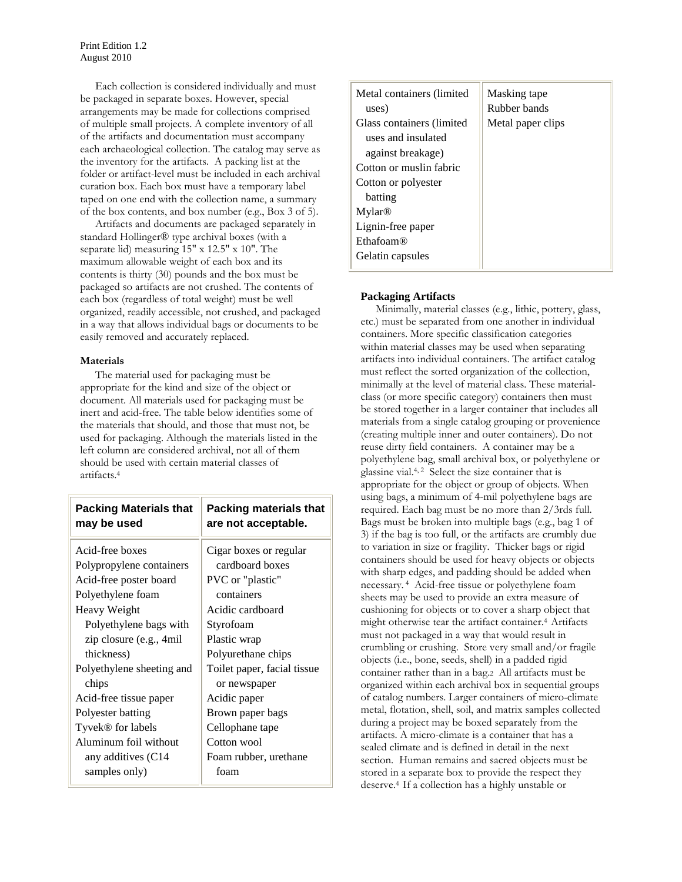Each collection is considered individually and must be packaged in separate boxes. However, special arrangements may be made for collections comprised of multiple small projects. A complete inventory of all of the artifacts and documentation must accompany each archaeological collection. The catalog may serve as the inventory for the artifacts. A packing list at the folder or artifact-level must be included in each archival curation box. Each box must have a temporary label taped on one end with the collection name, a summary of the box contents, and box number (e.g., Box 3 of 5).

Artifacts and documents are packaged separately in standard Hollinger® type archival boxes (with a separate lid) measuring 15" x 12.5" x 10". The maximum allowable weight of each box and its contents is thirty (30) pounds and the box must be packaged so artifacts are not crushed. The contents of each box (regardless of total weight) must be well organized, readily accessible, not crushed, and packaged in a way that allows individual bags or documents to be easily removed and accurately replaced.

### Materials

The material used for packaging must be appropriate for the kind and size of the object or document. All materials used for packaging must be inert and acid-free. The table below identifies some of the materials that should, and those that must not, be used for packaging. Although the materials listed in the left column are considered archival, not all of them should be used with certain material classes of artifacts.[4]

| Packing Materials that may be used | Packing materials that are not acceptable. |
|---|---|
| Acid-free boxes<br>Polypropylene containers<br>Acid-free poster board<br>Polyethylene foam<br>Heavy Weight Polyethylene bags with zip closure (e.g., 4mil thickness)<br>Polyethylene sheeting and chips<br>Acid-free tissue paper<br>Polyester batting<br>Tyvek® for labels<br>Aluminum foil without any additives (C14 samples only)<br>Metal containers (limited uses)<br>Glass containers (limited uses and insulated against breakage)<br>Cotton or muslin fabric<br>Cotton or polyester batting<br>Mylar®<br>Lignin-free paper<br>Ethafoam®<br>Gelatin capsules | Cigar boxes or regular cardboard boxes<br>PVC or "plastic" containers<br>Acidic cardboard<br>Styrofoam<br>Plastic wrap<br>Polyurethane chips<br>Toilet paper, facial tissue or newspaper<br>Acidic paper<br>Brown paper bags<br>Cellophane tape<br>Cotton wool<br>Foam rubber, urethane foam<br>Masking tape<br>Rubber bands<br>Metal paper clips |

### Packaging Artifacts

Minimally, material classes (e.g., lithic, pottery, glass, etc.) must be separated from one another in individual containers. More specific classification categories within material classes may be used when separating artifacts into individual containers. The artifact catalog must reflect the sorted organization of the collection, minimally at the level of material class. These material-class (or more specific category) containers then must be stored together in a larger container that includes all materials from a single catalog grouping or provenience (creating multiple inner and outer containers). Do not reuse dirty field containers. A container may be a polyethylene bag, small archival box, or polyethylene or glassine vial.[4, 2] Select the size container that is appropriate for the object or group of objects. When using bags, a minimum of 4-mil polyethylene bags are required. Each bag must be no more than 2/3rds full. Bags must be broken into multiple bags (e.g., bag 1 of 3) if the bag is too full, or the artifacts are crumbly due to variation in size or fragility. Thicker bags or rigid containers should be used for heavy objects or objects with sharp edges, and padding should be added when necessary.[4] Acid-free tissue or polyethylene foam sheets may be used to provide an extra measure of cushioning for objects or to cover a sharp object that might otherwise tear the artifact container.[4] Artifacts must not packaged in a way that would result in crumbling or crushing. Store very small and/or fragile objects (i.e., bone, seeds, shell) in a padded rigid container rather than in a bag.[2] All artifacts must be organized within each archival box in sequential groups of catalog numbers. Larger containers of micro-climate metal, flotation, shell, soil, and matrix samples collected during a project may be boxed separately from the artifacts. A micro-climate is a container that has a sealed climate and is defined in detail in the next section. Human remains and sacred objects must be stored in a separate box to provide the respect they deserve.[4] If a collection has a highly unstable or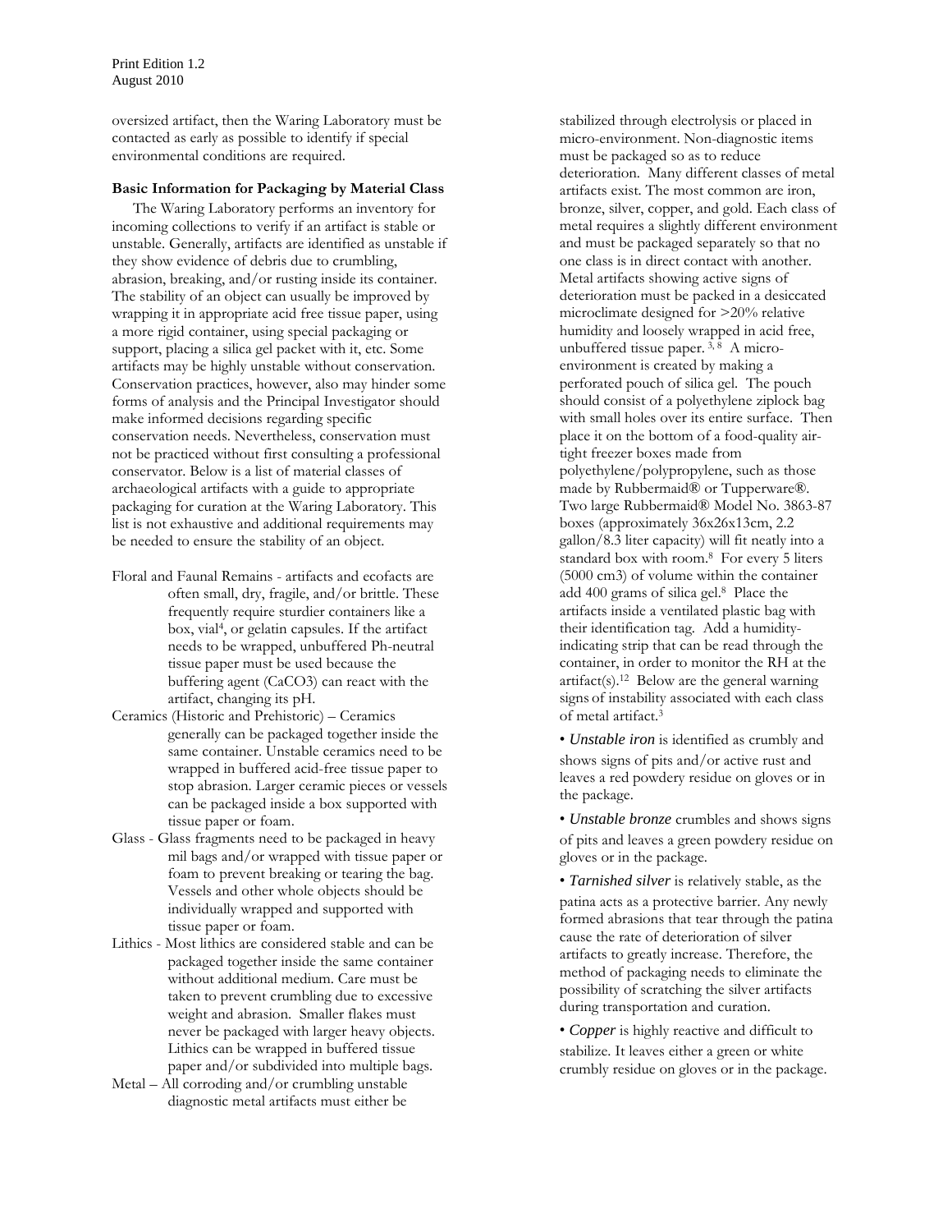oversized artifact, then the Waring Laboratory must be contacted as early as possible to identify if special environmental conditions are required.

**Basic Information for Packaging by Material Class**

The Waring Laboratory performs an inventory for incoming collections to verify if an artifact is stable or unstable. Generally, artifacts are identified as unstable if they show evidence of debris due to crumbling, abrasion, breaking, and/or rusting inside its container. The stability of an object can usually be improved by wrapping it in appropriate acid free tissue paper, using a more rigid container, using special packaging or support, placing a silica gel packet with it, etc. Some artifacts may be highly unstable without conservation. Conservation practices, however, also may hinder some forms of analysis and the Principal Investigator should make informed decisions regarding specific conservation needs. Nevertheless, conservation must not be practiced without first consulting a professional conservator. Below is a list of material classes of archaeological artifacts with a guide to appropriate packaging for curation at the Waring Laboratory. This list is not exhaustive and additional requirements may be needed to ensure the stability of an object.

Floral and Faunal Remains - artifacts and ecofacts are often small, dry, fragile, and/or brittle. These frequently require sturdier containers like a box, vial[4], or gelatin capsules. If the artifact needs to be wrapped, unbuffered Ph-neutral tissue paper must be used because the buffering agent ($CaCO_3$) can react with the artifact, changing its pH.

Ceramics (Historic and Prehistoric) – Ceramics generally can be packaged together inside the same container. Unstable ceramics need to be wrapped in buffered acid-free tissue paper to stop abrasion. Larger ceramic pieces or vessels can be packaged inside a box supported with tissue paper or foam.

Glass - Glass fragments need to be packaged in heavy mil bags and/or wrapped with tissue paper or foam to prevent breaking or tearing the bag. Vessels and other whole objects should be individually wrapped and supported with tissue paper or foam.

Lithics - Most lithics are considered stable and can be packaged together inside the same container without additional medium. Care must be taken to prevent crumbling due to excessive weight and abrasion. Smaller flakes must never be packaged with larger heavy objects. Lithics can be wrapped in buffered tissue paper and/or subdivided into multiple bags.

Metal – All corroding and/or crumbling unstable diagnostic metal artifacts must either be stabilized through electrolysis or placed in micro-environment. Non-diagnostic items must be packaged so as to reduce deterioration. Many different classes of metal artifacts exist. The most common are iron, bronze, silver, copper, and gold. Each class of metal requires a slightly different environment and must be packaged separately so that no one class is in direct contact with another. Metal artifacts showing active signs of deterioration must be packed in a desiccated microclimate designed for >20% relative humidity and loosely wrapped in acid free, unbuffered tissue paper. [3, 8] A micro-environment is created by making a perforated pouch of silica gel. The pouch should consist of a polyethylene ziplock bag with small holes over its entire surface. Then place it on the bottom of a food-quality air-tight freezer boxes made from polyethylene/polypropylene, such as those made by Rubbermaid® or Tupperware®. Two large Rubbermaid® Model No. 3863-87 boxes (approximately 36x26x13cm, 2.2 gallon/8.3 liter capacity) will fit neatly into a standard box with room.[8] For every 5 liters (5000 cm3) of volume within the container add 400 grams of silica gel.[8] Place the artifacts inside a ventilated plastic bag with their identification tag. Add a humidity-indicating strip that can be read through the container, in order to monitor the RH at the artifact(s).[12] Below are the general warning signs of instability associated with each class of metal artifact.[3]

- ***Unstable iron*** is identified as crumbly and shows signs of pits and/or active rust and leaves a red powdery residue on gloves or in the package.
- ***Unstable bronze*** crumbles and shows signs of pits and leaves a green powdery residue on gloves or in the package.
- ***Tarnished silver*** is relatively stable, as the patina acts as a protective barrier. Any newly formed abrasions that tear through the patina cause the rate of deterioration of silver artifacts to greatly increase. Therefore, the method of packaging needs to eliminate the possibility of scratching the silver artifacts during transportation and curation.
- ***Copper*** is highly reactive and difficult to stabilize. It leaves either a green or white crumbly residue on gloves or in the package.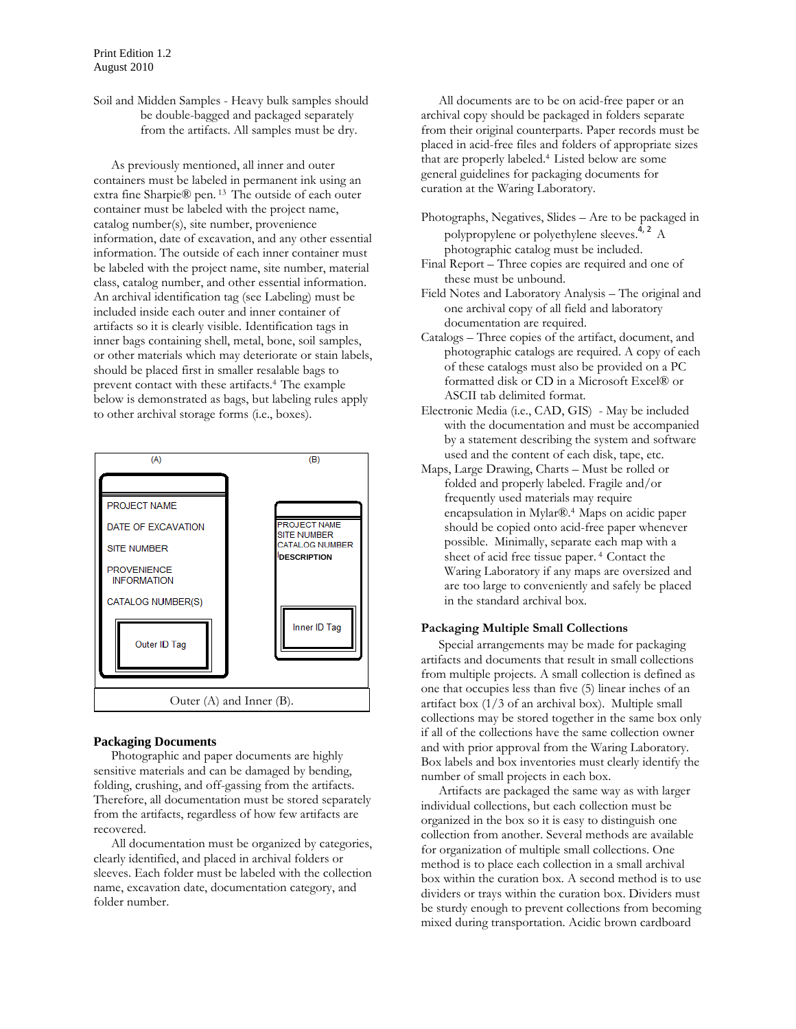Soil and Midden Samples - Heavy bulk samples should be double-bagged and packaged separately from the artifacts. All samples must be dry.

As previously mentioned, all inner and outer containers must be labeled in permanent ink using an extra fine Sharpie® pen.[13] The outside of each outer container must be labeled with the project name, catalog number(s), site number, provenience information, date of excavation, and any other essential information. The outside of each inner container must be labeled with the project name, site number, material class, catalog number, and other essential information. An archival identification tag (see Labeling) must be included inside each outer and inner container of artifacts so it is clearly visible. Identification tags in inner bags containing shell, metal, bone, soil samples, or other materials which may deteriorate or stain labels, should be placed first in smaller resalable bags to prevent contact with these artifacts.[4] The example below is demonstrated as bags, but labeling rules apply to other archival storage forms (i.e., boxes).

(A)

PROJECT NAME
DATE OF EXCAVATION
SITE NUMBER
PROVENIENCE INFORMATION
CATALOG NUMBER(S)
Outer ID Tag

(B)

PROJECT NAME
SITE NUMBER
CATALOG NUMBER
DESCRIPTION
Inner ID Tag

Outer (A) and Inner (B).

## Packaging Documents

Photographic and paper documents are highly sensitive materials and can be damaged by bending, folding, crushing, and off-gassing from the artifacts. Therefore, all documentation must be stored separately from the artifacts, regardless of how few artifacts are recovered.

All documentation must be organized by categories, clearly identified, and placed in archival folders or sleeves. Each folder must be labeled with the collection name, excavation date, documentation category, and folder number.

All documents are to be on acid-free paper or an archival copy should be packaged in folders separate from their original counterparts. Paper records must be placed in acid-free files and folders of appropriate sizes that are properly labeled.[4] Listed below are some general guidelines for packaging documents for curation at the Waring Laboratory.

Photographs, Negatives, Slides – Are to be packaged in polypropylene or polyethylene sleeves.[4, 2] A photographic catalog must be included.

Final Report – Three copies are required and one of these must be unbound.

Field Notes and Laboratory Analysis – The original and one archival copy of all field and laboratory documentation are required.

Catalogs – Three copies of the artifact, document, and photographic catalogs are required. A copy of each of these catalogs must also be provided on a PC formatted disk or CD in a Microsoft Excel® or ASCII tab delimited format.

Electronic Media (i.e., CAD, GIS) - May be included with the documentation and must be accompanied by a statement describing the system and software used and the content of each disk, tape, etc.

Maps, Large Drawing, Charts – Must be rolled or folded and properly labeled. Fragile and/or frequently used materials may require encapsulation in Mylar®.[4] Maps on acidic paper should be copied onto acid-free paper whenever possible. Minimally, separate each map with a sheet of acid free tissue paper.[4] Contact the Waring Laboratory if any maps are oversized and are too large to conveniently and safely be placed in the standard archival box.

## Packaging Multiple Small Collections

Special arrangements may be made for packaging artifacts and documents that result in small collections from multiple projects. A small collection is defined as one that occupies less than five (5) linear inches of an artifact box (1/3 of an archival box). Multiple small collections may be stored together in the same box only if all of the collections have the same collection owner and with prior approval from the Waring Laboratory. Box labels and box inventories must clearly identify the number of small projects in each box.

Artifacts are packaged the same way as with larger individual collections, but each collection must be organized in the box so it is easy to distinguish one collection from another. Several methods are available for organization of multiple small collections. One method is to place each collection in a small archival box within the curation box. A second method is to use dividers or trays within the curation box. Dividers must be sturdy enough to prevent collections from becoming mixed during transportation. Acidic brown cardboard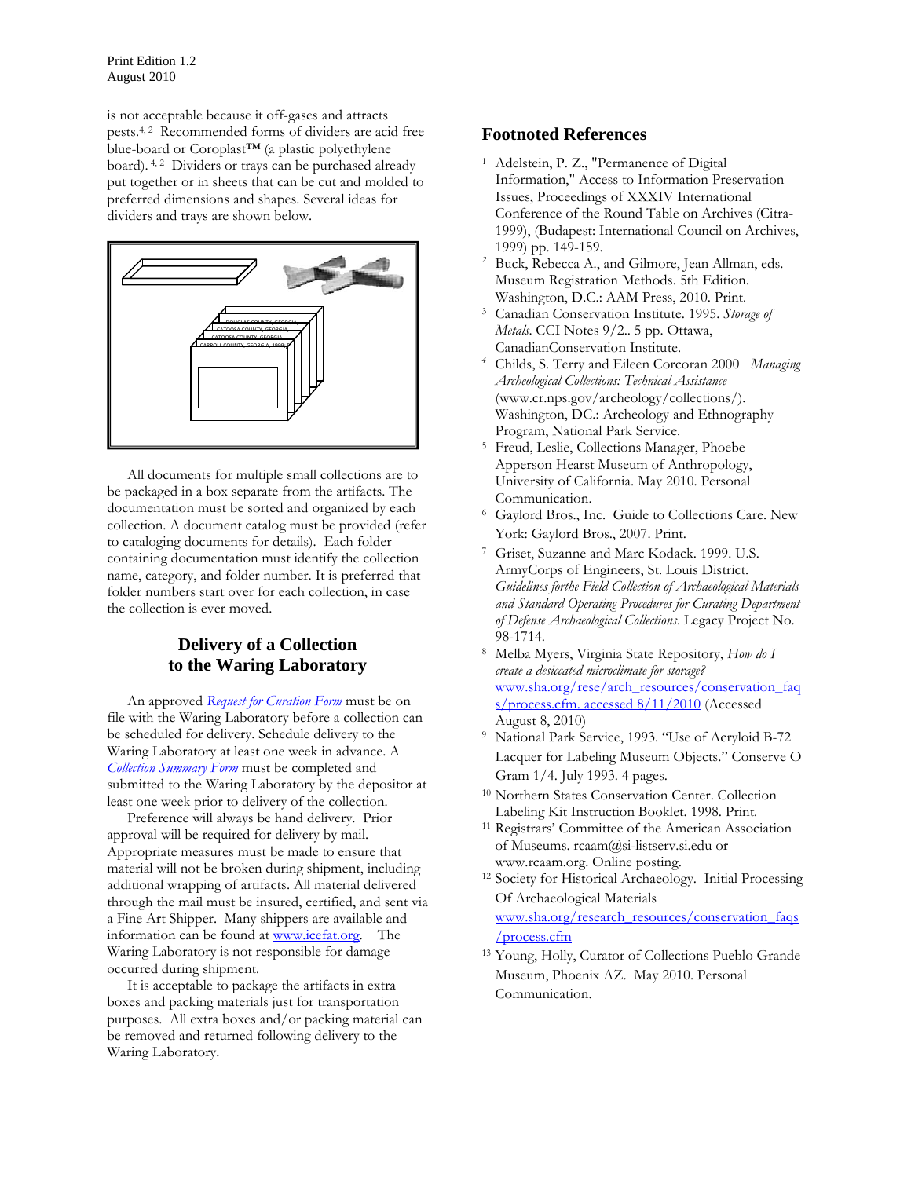is not acceptable because it off-gases and attracts pests.[4, 2] Recommended forms of dividers are acid free blue-board or Coroplast™ (a plastic polyethylene board).[4, 2] Dividers or trays can be purchased already put together or in sheets that can be cut and molded to preferred dimensions and shapes. Several ideas for dividers and trays are shown below.

All documents for multiple small collections are to be packaged in a box separate from the artifacts. The documentation must be sorted and organized by each collection. A document catalog must be provided (refer to cataloging documents for details). Each folder containing documentation must identify the collection name, category, and folder number. It is preferred that folder numbers start over for each collection, in case the collection is ever moved.

## Delivery of a Collection to the Waring Laboratory

An approved *Request for Curation Form* must be on file with the Waring Laboratory before a collection can be scheduled for delivery. Schedule delivery to the Waring Laboratory at least one week in advance. A *Collection Summary Form* must be completed and submitted to the Waring Laboratory by the depositor at least one week prior to delivery of the collection.

Preference will always be hand delivery. Prior approval will be required for delivery by mail. Appropriate measures must be made to ensure that material will not be broken during shipment, including additional wrapping of artifacts. All material delivered through the mail must be insured, certified, and sent via a Fine Art Shipper. Many shippers are available and information can be found at www.icefat.org. The Waring Laboratory is not responsible for damage occurred during shipment.

It is acceptable to package the artifacts in extra boxes and packing materials just for transportation purposes. All extra boxes and/or packing material can be removed and returned following delivery to the Waring Laboratory.

## Footnoted References

1. Adelstein, P. Z., "Permanence of Digital Information," Access to Information Preservation Issues, Proceedings of XXXIV International Conference of the Round Table on Archives (Citra-1999), (Budapest: International Council on Archives, 1999) pp. 149-159.
2. Buck, Rebecca A., and Gilmore, Jean Allman, eds. Museum Registration Methods. 5th Edition. Washington, D.C.: AAM Press, 2010. Print.
3. Canadian Conservation Institute. 1995. *Storage of Metals*. CCI Notes 9/2.. 5 pp. Ottawa, CanadianConservation Institute.
4. Childs, S. Terry and Eileen Corcoran 2000 *Managing Archeological Collections: Technical Assistance* (www.cr.nps.gov/archeology/collections/). Washington, DC.: Archeology and Ethnography Program, National Park Service.
5. Freud, Leslie, Collections Manager, Phoebe Apperson Hearst Museum of Anthropology, University of California. May 2010. Personal Communication.
6. Gaylord Bros., Inc. Guide to Collections Care. New York: Gaylord Bros., 2007. Print.
7. Griset, Suzanne and Marc Kodack. 1999. U.S. ArmyCorps of Engineers, St. Louis District. *Guidelines forthe Field Collection of Archaeological Materials and Standard Operating Procedures for Curating Department of Defense Archaeological Collections*. Legacy Project No. 98-1714.
8. Melba Myers, Virginia State Repository, *How do I create a desiccated microclimate for storage?* www.sha.org/rese/arch_resources/conservation_faqs/process.cfm. accessed 8/11/2010 (Accessed August 8, 2010)
9. National Park Service, 1993. "Use of Acryloid B-72 Lacquer for Labeling Museum Objects." Conserve O Gram 1/4. July 1993. 4 pages.
10. Northern States Conservation Center. Collection Labeling Kit Instruction Booklet. 1998. Print.
11. Registrars' Committee of the American Association of Museums. rcaam@si-listserv.si.edu or www.rcaam.org. Online posting.
12. Society for Historical Archaeology. Initial Processing Of Archaeological Materials www.sha.org/research_resources/conservation_faqs/process.cfm
13. Young, Holly, Curator of Collections Pueblo Grande Museum, Phoenix AZ. May 2010. Personal Communication.